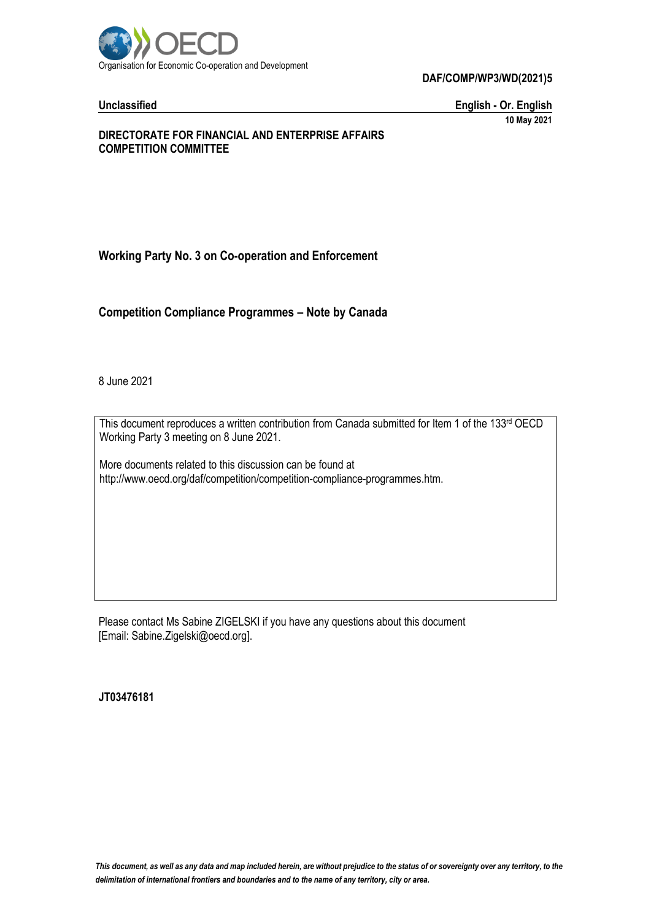Organisation for Economic Co-operation and Development

**DAF/COMP/WP3/WD(2021)5**

**Unclassified** **English - Or. English**

**10 May 2021**

**DIRECTORATE FOR FINANCIAL AND ENTERPRISE AFFAIRS**
**COMPETITION COMMITTEE**

**Working Party No. 3 on Co-operation and Enforcement**

# Competition Compliance Programmes – Note by Canada

8 June 2021

This document reproduces a written contribution from Canada submitted for Item 1 of the 133rd OECD Working Party 3 meeting on 8 June 2021.

More documents related to this discussion can be found at
http://www.oecd.org/daf/competition/competition-compliance-programmes.htm.

Please contact Ms Sabine ZIGELSKI if you have any questions about this document [Email: Sabine.Zigelski@oecd.org].

**JT03476181**

***This document, as well as any data and map included herein, are without prejudice to the status of or sovereignty over any territory, to the delimitation of international frontiers and boundaries and to the name of any territory, city or area.***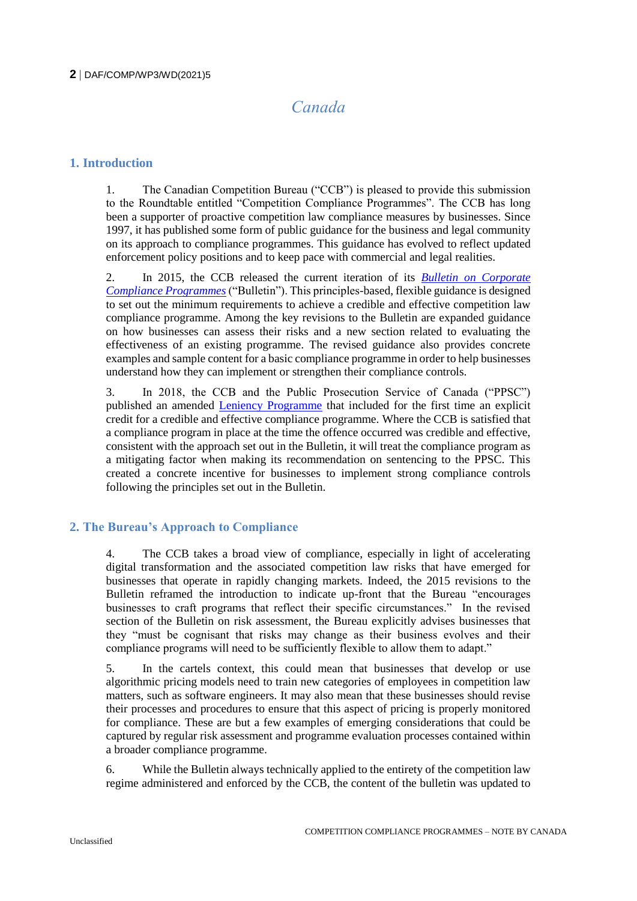# Canada

## 1. Introduction

1. The Canadian Competition Bureau ("CCB") is pleased to provide this submission to the Roundtable entitled "Competition Compliance Programmes". The CCB has long been a supporter of proactive competition law compliance measures by businesses. Since 1997, it has published some form of public guidance for the business and legal community on its approach to compliance programmes. This guidance has evolved to reflect updated enforcement policy positions and to keep pace with commercial and legal realities.

2. In 2015, the CCB released the current iteration of its *Bulletin on Corporate Compliance Programmes* ("Bulletin"). This principles-based, flexible guidance is designed to set out the minimum requirements to achieve a credible and effective competition law compliance programme. Among the key revisions to the Bulletin are expanded guidance on how businesses can assess their risks and a new section related to evaluating the effectiveness of an existing programme. The revised guidance also provides concrete examples and sample content for a basic compliance programme in order to help businesses understand how they can implement or strengthen their compliance controls.

3. In 2018, the CCB and the Public Prosecution Service of Canada ("PPSC") published an amended Leniency Programme that included for the first time an explicit credit for a credible and effective compliance programme. Where the CCB is satisfied that a compliance program in place at the time the offence occurred was credible and effective, consistent with the approach set out in the Bulletin, it will treat the compliance program as a mitigating factor when making its recommendation on sentencing to the PPSC. This created a concrete incentive for businesses to implement strong compliance controls following the principles set out in the Bulletin.

## 2. The Bureau's Approach to Compliance

4. The CCB takes a broad view of compliance, especially in light of accelerating digital transformation and the associated competition law risks that have emerged for businesses that operate in rapidly changing markets. Indeed, the 2015 revisions to the Bulletin reframed the introduction to indicate up-front that the Bureau "encourages businesses to craft programs that reflect their specific circumstances." In the revised section of the Bulletin on risk assessment, the Bureau explicitly advises businesses that they "must be cognisant that risks may change as their business evolves and their compliance programs will need to be sufficiently flexible to allow them to adapt."

5. In the cartels context, this could mean that businesses that develop or use algorithmic pricing models need to train new categories of employees in competition law matters, such as software engineers. It may also mean that these businesses should revise their processes and procedures to ensure that this aspect of pricing is properly monitored for compliance. These are but a few examples of emerging considerations that could be captured by regular risk assessment and programme evaluation processes contained within a broader compliance programme.

6. While the Bulletin always technically applied to the entirety of the competition law regime administered and enforced by the CCB, the content of the bulletin was updated to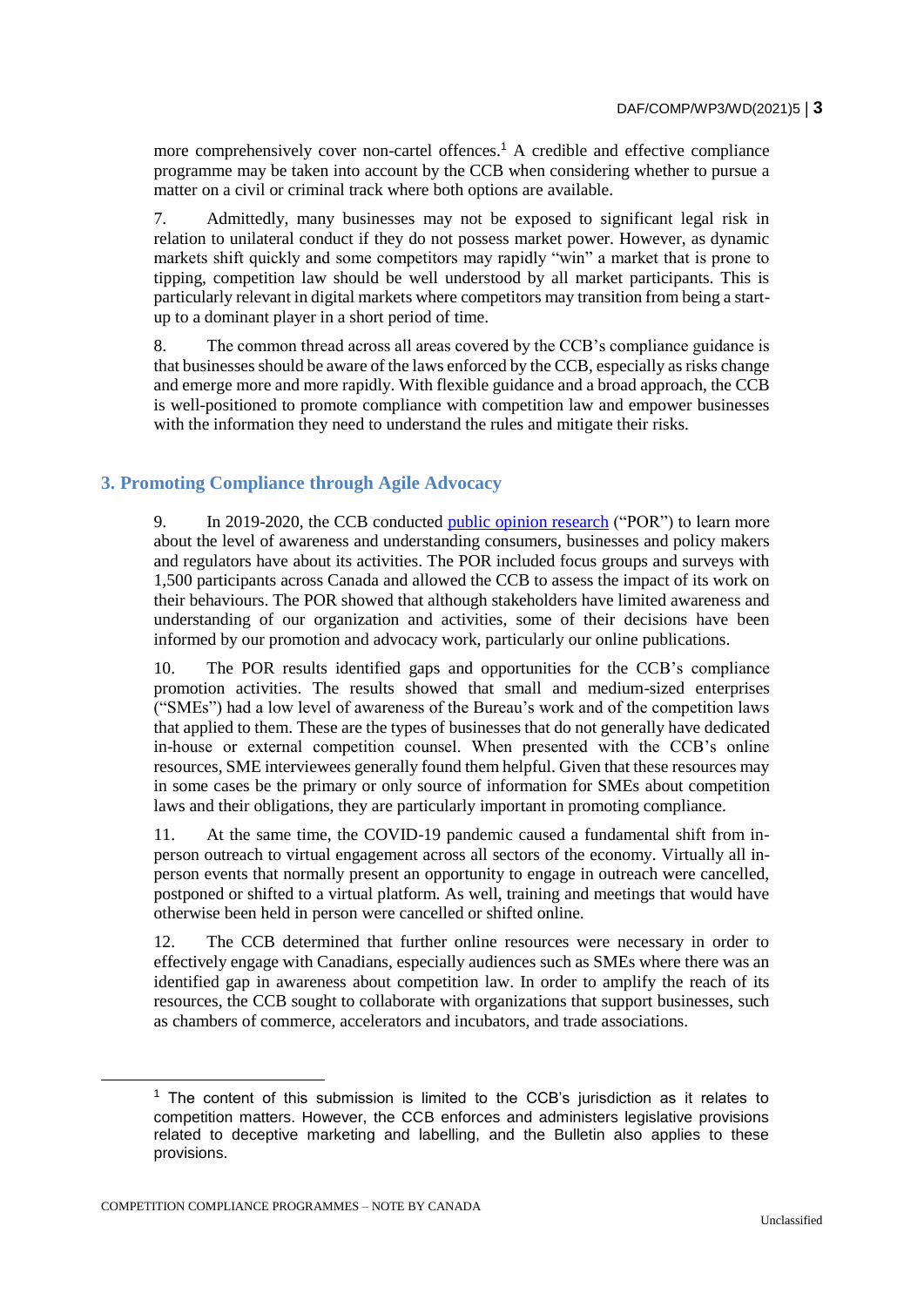more comprehensively cover non-cartel offences.[1] A credible and effective compliance programme may be taken into account by the CCB when considering whether to pursue a matter on a civil or criminal track where both options are available.

7. Admittedly, many businesses may not be exposed to significant legal risk in relation to unilateral conduct if they do not possess market power. However, as dynamic markets shift quickly and some competitors may rapidly "win" a market that is prone to tipping, competition law should be well understood by all market participants. This is particularly relevant in digital markets where competitors may transition from being a start-up to a dominant player in a short period of time.

8. The common thread across all areas covered by the CCB's compliance guidance is that businesses should be aware of the laws enforced by the CCB, especially as risks change and emerge more and more rapidly. With flexible guidance and a broad approach, the CCB is well-positioned to promote compliance with competition law and empower businesses with the information they need to understand the rules and mitigate their risks.

## 3. Promoting Compliance through Agile Advocacy

9. In 2019-2020, the CCB conducted public opinion research ("POR") to learn more about the level of awareness and understanding consumers, businesses and policy makers and regulators have about its activities. The POR included focus groups and surveys with 1,500 participants across Canada and allowed the CCB to assess the impact of its work on their behaviours. The POR showed that although stakeholders have limited awareness and understanding of our organization and activities, some of their decisions have been informed by our promotion and advocacy work, particularly our online publications.

10. The POR results identified gaps and opportunities for the CCB's compliance promotion activities. The results showed that small and medium-sized enterprises ("SMEs") had a low level of awareness of the Bureau's work and of the competition laws that applied to them. These are the types of businesses that do not generally have dedicated in-house or external competition counsel. When presented with the CCB's online resources, SME interviewees generally found them helpful. Given that these resources may in some cases be the primary or only source of information for SMEs about competition laws and their obligations, they are particularly important in promoting compliance.

11. At the same time, the COVID-19 pandemic caused a fundamental shift from in-person outreach to virtual engagement across all sectors of the economy. Virtually all in-person events that normally present an opportunity to engage in outreach were cancelled, postponed or shifted to a virtual platform. As well, training and meetings that would have otherwise been held in person were cancelled or shifted online.

12. The CCB determined that further online resources were necessary in order to effectively engage with Canadians, especially audiences such as SMEs where there was an identified gap in awareness about competition law. In order to amplify the reach of its resources, the CCB sought to collaborate with organizations that support businesses, such as chambers of commerce, accelerators and incubators, and trade associations.

---

[1] The content of this submission is limited to the CCB's jurisdiction as it relates to competition matters. However, the CCB enforces and administers legislative provisions related to deceptive marketing and labelling, and the Bulletin also applies to these provisions.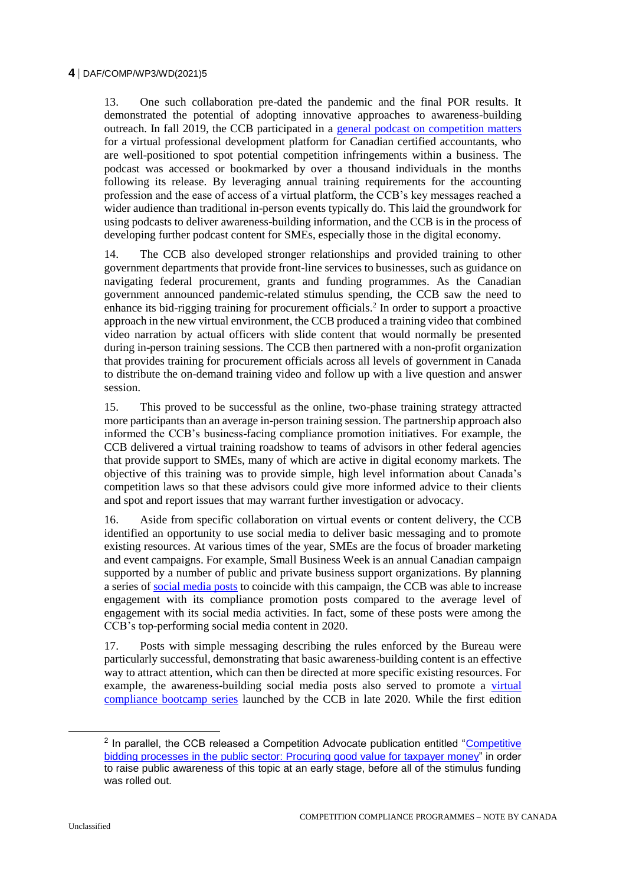13. One such collaboration pre-dated the pandemic and the final POR results. It demonstrated the potential of adopting innovative approaches to awareness-building outreach. In fall 2019, the CCB participated in a general podcast on competition matters for a virtual professional development platform for Canadian certified accountants, who are well-positioned to spot potential competition infringements within a business. The podcast was accessed or bookmarked by over a thousand individuals in the months following its release. By leveraging annual training requirements for the accounting profession and the ease of access of a virtual platform, the CCB's key messages reached a wider audience than traditional in-person events typically do. This laid the groundwork for using podcasts to deliver awareness-building information, and the CCB is in the process of developing further podcast content for SMEs, especially those in the digital economy.

14. The CCB also developed stronger relationships and provided training to other government departments that provide front-line services to businesses, such as guidance on navigating federal procurement, grants and funding programmes. As the Canadian government announced pandemic-related stimulus spending, the CCB saw the need to enhance its bid-rigging training for procurement officials.[2] In order to support a proactive approach in the new virtual environment, the CCB produced a training video that combined video narration by actual officers with slide content that would normally be presented during in-person training sessions. The CCB then partnered with a non-profit organization that provides training for procurement officials across all levels of government in Canada to distribute the on-demand training video and follow up with a live question and answer session.

15. This proved to be successful as the online, two-phase training strategy attracted more participants than an average in-person training session. The partnership approach also informed the CCB's business-facing compliance promotion initiatives. For example, the CCB delivered a virtual training roadshow to teams of advisors in other federal agencies that provide support to SMEs, many of which are active in digital economy markets. The objective of this training was to provide simple, high level information about Canada's competition laws so that these advisors could give more informed advice to their clients and spot and report issues that may warrant further investigation or advocacy.

16. Aside from specific collaboration on virtual events or content delivery, the CCB identified an opportunity to use social media to deliver basic messaging and to promote existing resources. At various times of the year, SMEs are the focus of broader marketing and event campaigns. For example, Small Business Week is an annual Canadian campaign supported by a number of public and private business support organizations. By planning a series of social media posts to coincide with this campaign, the CCB was able to increase engagement with its compliance promotion posts compared to the average level of engagement with its social media activities. In fact, some of these posts were among the CCB's top-performing social media content in 2020.

17. Posts with simple messaging describing the rules enforced by the Bureau were particularly successful, demonstrating that basic awareness-building content is an effective way to attract attention, which can then be directed at more specific existing resources. For example, the awareness-building social media posts also served to promote a virtual compliance bootcamp series launched by the CCB in late 2020. While the first edition

[2] In parallel, the CCB released a Competition Advocate publication entitled "Competitive bidding processes in the public sector: Procuring good value for taxpayer money" in order to raise public awareness of this topic at an early stage, before all of the stimulus funding was rolled out.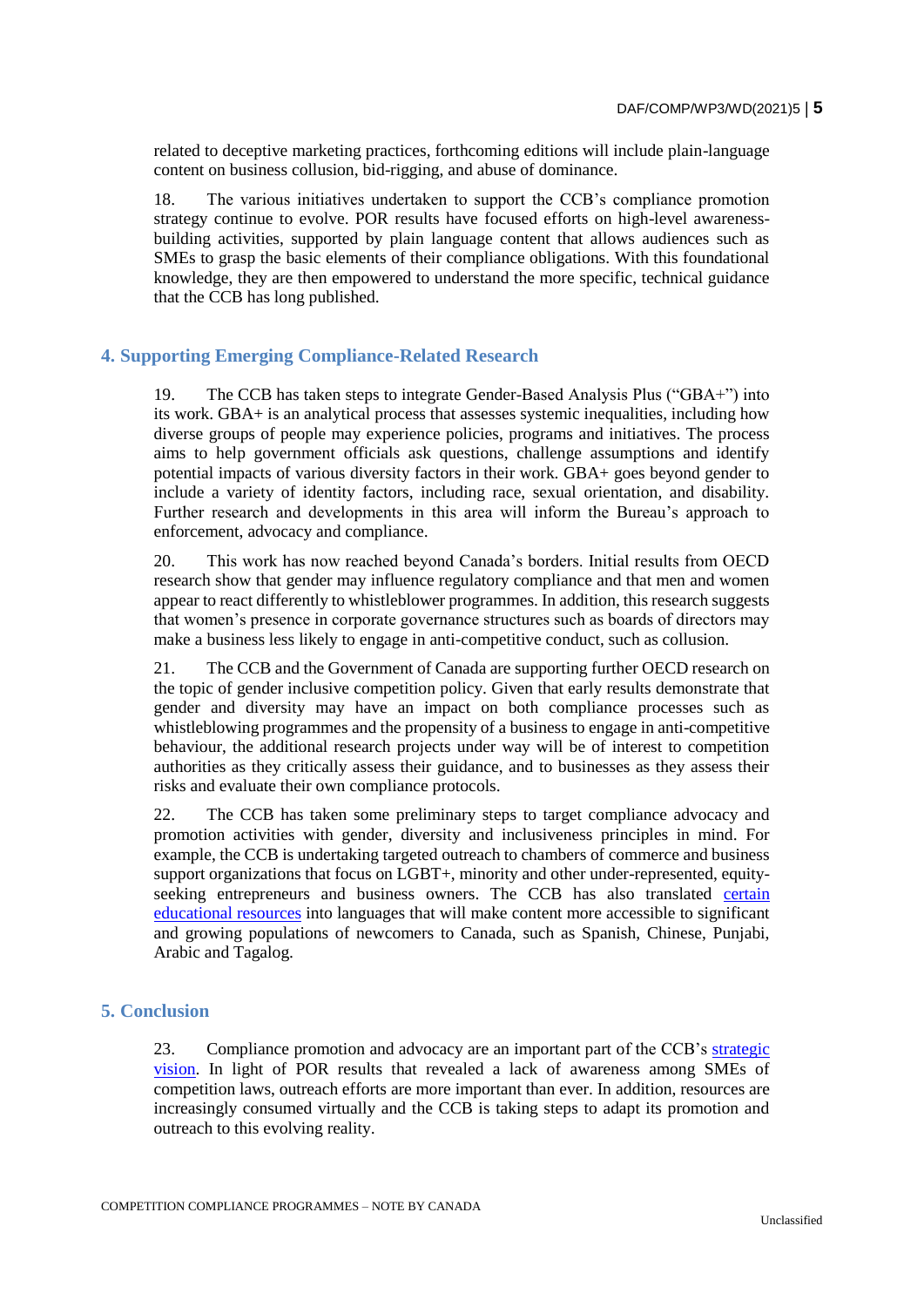related to deceptive marketing practices, forthcoming editions will include plain-language content on business collusion, bid-rigging, and abuse of dominance.

18. The various initiatives undertaken to support the CCB's compliance promotion strategy continue to evolve. POR results have focused efforts on high-level awareness-building activities, supported by plain language content that allows audiences such as SMEs to grasp the basic elements of their compliance obligations. With this foundational knowledge, they are then empowered to understand the more specific, technical guidance that the CCB has long published.

## 4. Supporting Emerging Compliance-Related Research

19. The CCB has taken steps to integrate Gender-Based Analysis Plus ("GBA+") into its work. GBA+ is an analytical process that assesses systemic inequalities, including how diverse groups of people may experience policies, programs and initiatives. The process aims to help government officials ask questions, challenge assumptions and identify potential impacts of various diversity factors in their work. GBA+ goes beyond gender to include a variety of identity factors, including race, sexual orientation, and disability. Further research and developments in this area will inform the Bureau's approach to enforcement, advocacy and compliance.

20. This work has now reached beyond Canada's borders. Initial results from OECD research show that gender may influence regulatory compliance and that men and women appear to react differently to whistleblower programmes. In addition, this research suggests that women's presence in corporate governance structures such as boards of directors may make a business less likely to engage in anti-competitive conduct, such as collusion.

21. The CCB and the Government of Canada are supporting further OECD research on the topic of gender inclusive competition policy. Given that early results demonstrate that gender and diversity may have an impact on both compliance processes such as whistleblowing programmes and the propensity of a business to engage in anti-competitive behaviour, the additional research projects under way will be of interest to competition authorities as they critically assess their guidance, and to businesses as they assess their risks and evaluate their own compliance protocols.

22. The CCB has taken some preliminary steps to target compliance advocacy and promotion activities with gender, diversity and inclusiveness principles in mind. For example, the CCB is undertaking targeted outreach to chambers of commerce and business support organizations that focus on LGBT+, minority and other under-represented, equity-seeking entrepreneurs and business owners. The CCB has also translated certain educational resources into languages that will make content more accessible to significant and growing populations of newcomers to Canada, such as Spanish, Chinese, Punjabi, Arabic and Tagalog.

## 5. Conclusion

23. Compliance promotion and advocacy are an important part of the CCB's strategic vision. In light of POR results that revealed a lack of awareness among SMEs of competition laws, outreach efforts are more important than ever. In addition, resources are increasingly consumed virtually and the CCB is taking steps to adapt its promotion and outreach to this evolving reality.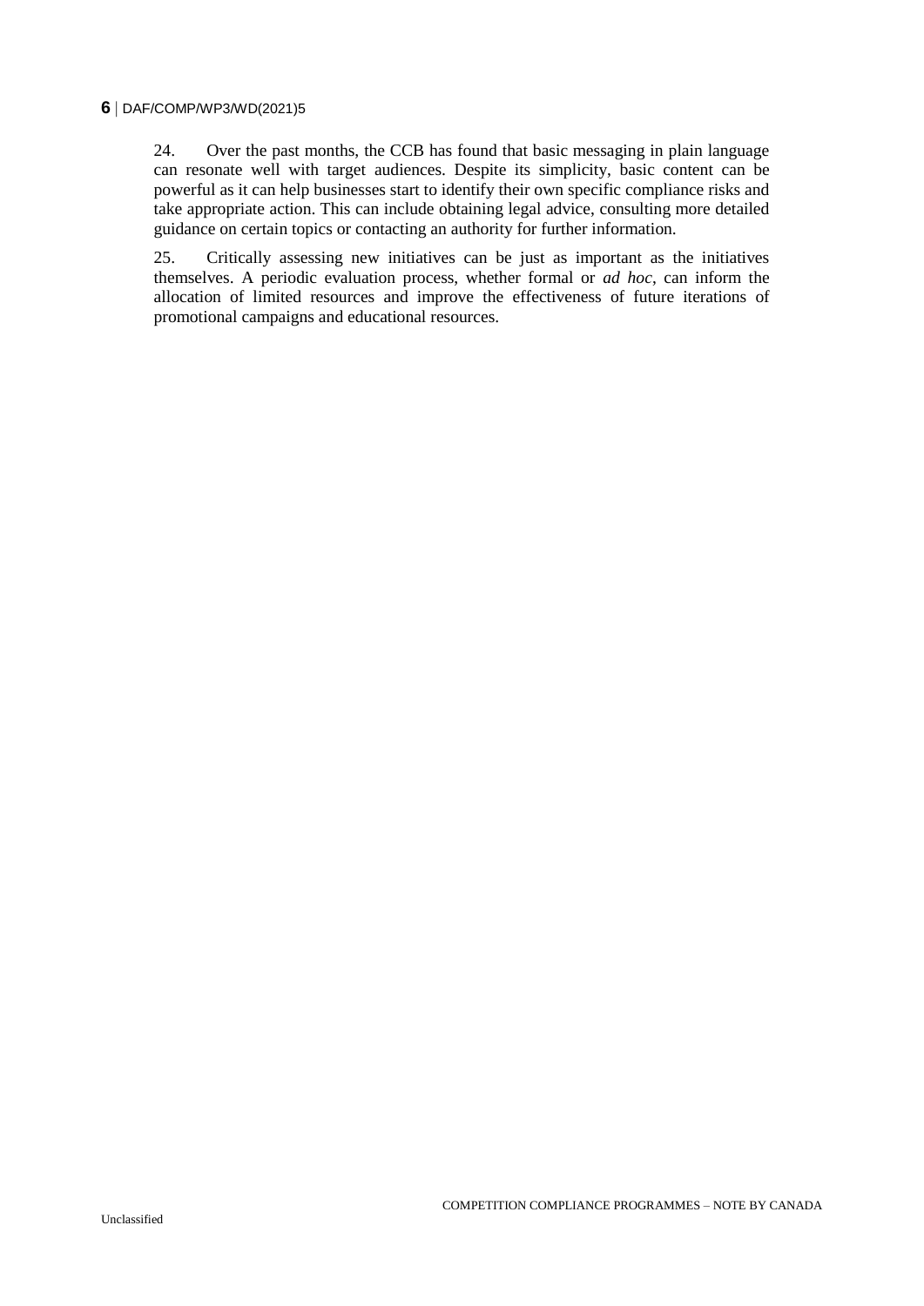24. Over the past months, the CCB has found that basic messaging in plain language can resonate well with target audiences. Despite its simplicity, basic content can be powerful as it can help businesses start to identify their own specific compliance risks and take appropriate action. This can include obtaining legal advice, consulting more detailed guidance on certain topics or contacting an authority for further information.

25. Critically assessing new initiatives can be just as important as the initiatives themselves. A periodic evaluation process, whether formal or *ad hoc*, can inform the allocation of limited resources and improve the effectiveness of future iterations of promotional campaigns and educational resources.